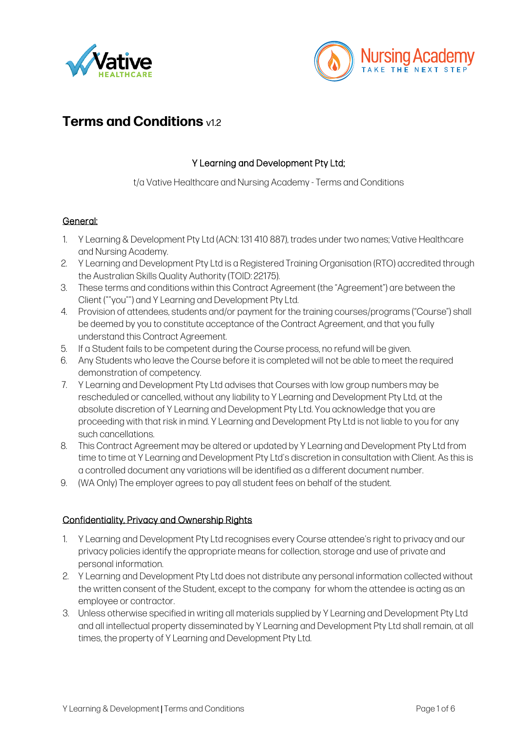# Terms and Conditions v1.2

Y Learning and Development Pty Ltd;

t/a Vative Healthcare and Nursing Academy - Terms and Conditions

## General:

1. Y Learning & Development Pty Ltd (ACN: 131 410 887), trades under two names; Vative Healthcare and Nursing Academy.
2. Y Learning and Development Pty Ltd is a Registered Training Organisation (RTO) accredited through the Australian Skills Quality Authority (TOID: 22175).
3. These terms and conditions within this Contract Agreement (the "Agreement") are between the Client (""you"") and Y Learning and Development Pty Ltd.
4. Provision of attendees, students and/or payment for the training courses/programs ("Course") shall be deemed by you to constitute acceptance of the Contract Agreement, and that you fully understand this Contract Agreement.
5. If a Student fails to be competent during the Course process, no refund will be given.
6. Any Students who leave the Course before it is completed will not be able to meet the required demonstration of competency.
7. Y Learning and Development Pty Ltd advises that Courses with low group numbers may be rescheduled or cancelled, without any liability to Y Learning and Development Pty Ltd, at the absolute discretion of Y Learning and Development Pty Ltd. You acknowledge that you are proceeding with that risk in mind. Y Learning and Development Pty Ltd is not liable to you for any such cancellations.
8. This Contract Agreement may be altered or updated by Y Learning and Development Pty Ltd from time to time at Y Learning and Development Pty Ltd's discretion in consultation with Client. As this is a controlled document any variations will be identified as a different document number.
9. (WA Only) The employer agrees to pay all student fees on behalf of the student.

## Confidentiality, Privacy and Ownership Rights

1. Y Learning and Development Pty Ltd recognises every Course attendee's right to privacy and our privacy policies identify the appropriate means for collection, storage and use of private and personal information.
2. Y Learning and Development Pty Ltd does not distribute any personal information collected without the written consent of the Student, except to the company for whom the attendee is acting as an employee or contractor.
3. Unless otherwise specified in writing all materials supplied by Y Learning and Development Pty Ltd and all intellectual property disseminated by Y Learning and Development Pty Ltd shall remain, at all times, the property of Y Learning and Development Pty Ltd.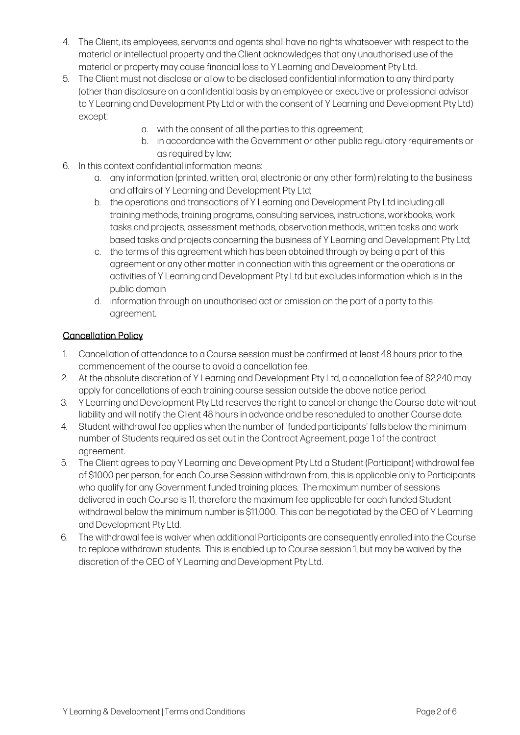4. The Client, its employees, servants and agents shall have no rights whatsoever with respect to the material or intellectual property and the Client acknowledges that any unauthorised use of the material or property may cause financial loss to Y Learning and Development Pty Ltd.
5. The Client must not disclose or allow to be disclosed confidential information to any third party (other than disclosure on a confidential basis by an employee or executive or professional advisor to Y Learning and Development Pty Ltd or with the consent of Y Learning and Development Pty Ltd) except:
    a. with the consent of all the parties to this agreement;
    b. in accordance with the Government or other public regulatory requirements or as required by law;
6. In this context confidential information means:
    a. any information (printed, written, oral, electronic or any other form) relating to the business and affairs of Y Learning and Development Pty Ltd;
    b. the operations and transactions of Y Learning and Development Pty Ltd including all training methods, training programs, consulting services, instructions, workbooks, work tasks and projects, assessment methods, observation methods, written tasks and work based tasks and projects concerning the business of Y Learning and Development Pty Ltd;
    c. the terms of this agreement which has been obtained through by being a part of this agreement or any other matter in connection with this agreement or the operations or activities of Y Learning and Development Pty Ltd but excludes information which is in the public domain
    d. information through an unauthorised act or omission on the part of a party to this agreement.

## Cancellation Policy

1. Cancellation of attendance to a Course session must be confirmed at least 48 hours prior to the commencement of the course to avoid a cancellation fee.
2. At the absolute discretion of Y Learning and Development Pty Ltd, a cancellation fee of $2,240 may apply for cancellations of each training course session outside the above notice period.
3. Y Learning and Development Pty Ltd reserves the right to cancel or change the Course date without liability and will notify the Client 48 hours in advance and be rescheduled to another Course date.
4. Student withdrawal fee applies when the number of 'funded participants' falls below the minimum number of Students required as set out in the Contract Agreement, page 1 of the contract agreement.
5. The Client agrees to pay Y Learning and Development Pty Ltd a Student (Participant) withdrawal fee of $1000 per person, for each Course Session withdrawn from, this is applicable only to Participants who qualify for any Government funded training places. The maximum number of sessions delivered in each Course is 11, therefore the maximum fee applicable for each funded Student withdrawal below the minimum number is $11,000. This can be negotiated by the CEO of Y Learning and Development Pty Ltd.
6. The withdrawal fee is waiver when additional Participants are consequently enrolled into the Course to replace withdrawn students. This is enabled up to Course session 1, but may be waived by the discretion of the CEO of Y Learning and Development Pty Ltd.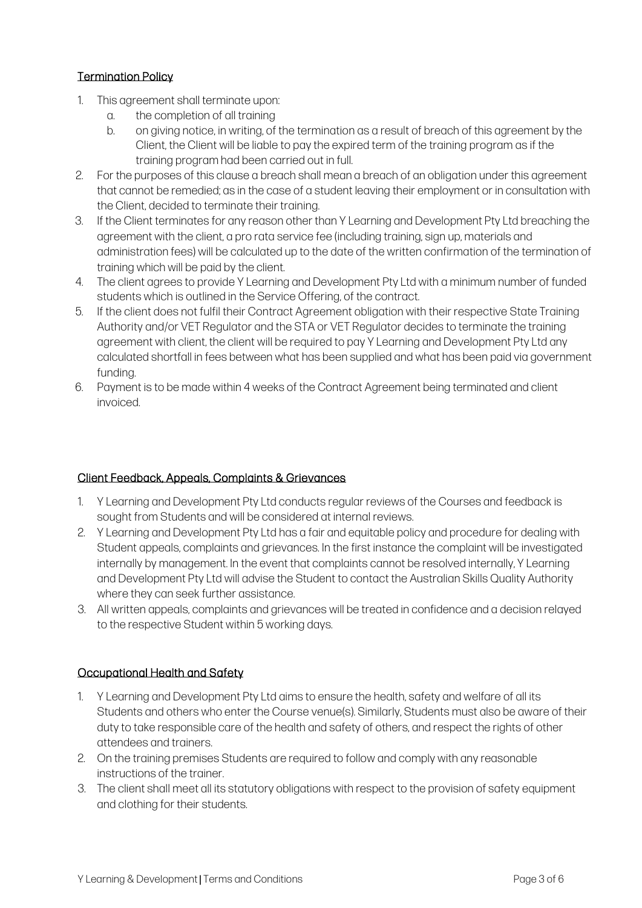## Termination Policy

1. This agreement shall terminate upon:
   a. the completion of all training
   b. on giving notice, in writing, of the termination as a result of breach of this agreement by the Client, the Client will be liable to pay the expired term of the training program as if the training program had been carried out in full.
2. For the purposes of this clause a breach shall mean a breach of an obligation under this agreement that cannot be remedied; as in the case of a student leaving their employment or in consultation with the Client, decided to terminate their training.
3. If the Client terminates for any reason other than Y Learning and Development Pty Ltd breaching the agreement with the client, a pro rata service fee (including training, sign up, materials and administration fees) will be calculated up to the date of the written confirmation of the termination of training which will be paid by the client.
4. The client agrees to provide Y Learning and Development Pty Ltd with a minimum number of funded students which is outlined in the Service Offering, of the contract.
5. If the client does not fulfil their Contract Agreement obligation with their respective State Training Authority and/or VET Regulator and the STA or VET Regulator decides to terminate the training agreement with client, the client will be required to pay Y Learning and Development Pty Ltd any calculated shortfall in fees between what has been supplied and what has been paid via government funding.
6. Payment is to be made within 4 weeks of the Contract Agreement being terminated and client invoiced.

## Client Feedback, Appeals, Complaints & Grievances

1. Y Learning and Development Pty Ltd conducts regular reviews of the Courses and feedback is sought from Students and will be considered at internal reviews.
2. Y Learning and Development Pty Ltd has a fair and equitable policy and procedure for dealing with Student appeals, complaints and grievances. In the first instance the complaint will be investigated internally by management. In the event that complaints cannot be resolved internally, Y Learning and Development Pty Ltd will advise the Student to contact the Australian Skills Quality Authority where they can seek further assistance.
3. All written appeals, complaints and grievances will be treated in confidence and a decision relayed to the respective Student within 5 working days.

## Occupational Health and Safety

1. Y Learning and Development Pty Ltd aims to ensure the health, safety and welfare of all its Students and others who enter the Course venue(s). Similarly, Students must also be aware of their duty to take responsible care of the health and safety of others, and respect the rights of other attendees and trainers.
2. On the training premises Students are required to follow and comply with any reasonable instructions of the trainer.
3. The client shall meet all its statutory obligations with respect to the provision of safety equipment and clothing for their students.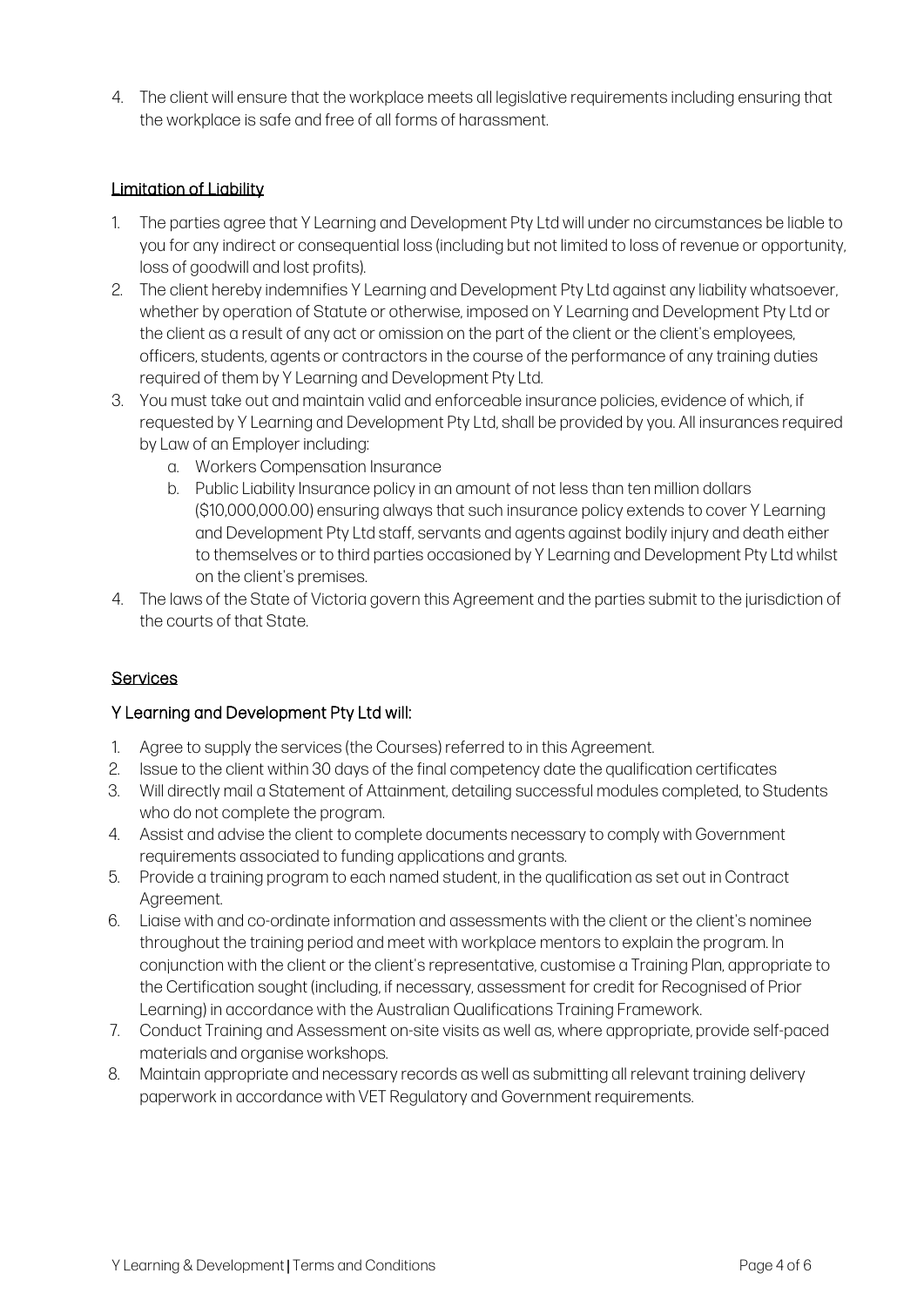4. The client will ensure that the workplace meets all legislative requirements including ensuring that the workplace is safe and free of all forms of harassment.

## Limitation of Liability

1. The parties agree that Y Learning and Development Pty Ltd will under no circumstances be liable to you for any indirect or consequential loss (including but not limited to loss of revenue or opportunity, loss of goodwill and lost profits).
2. The client hereby indemnifies Y Learning and Development Pty Ltd against any liability whatsoever, whether by operation of Statute or otherwise, imposed on Y Learning and Development Pty Ltd or the client as a result of any act or omission on the part of the client or the client's employees, officers, students, agents or contractors in the course of the performance of any training duties required of them by Y Learning and Development Pty Ltd.
3. You must take out and maintain valid and enforceable insurance policies, evidence of which, if requested by Y Learning and Development Pty Ltd, shall be provided by you. All insurances required by Law of an Employer including:
   a. Workers Compensation Insurance
   b. Public Liability Insurance policy in an amount of not less than ten million dollars ($10,000,000.00) ensuring always that such insurance policy extends to cover Y Learning and Development Pty Ltd staff, servants and agents against bodily injury and death either to themselves or to third parties occasioned by Y Learning and Development Pty Ltd whilst on the client's premises.
4. The laws of the State of Victoria govern this Agreement and the parties submit to the jurisdiction of the courts of that State.

## Services

### Y Learning and Development Pty Ltd will:

1. Agree to supply the services (the Courses) referred to in this Agreement.
2. Issue to the client within 30 days of the final competency date the qualification certificates
3. Will directly mail a Statement of Attainment, detailing successful modules completed, to Students who do not complete the program.
4. Assist and advise the client to complete documents necessary to comply with Government requirements associated to funding applications and grants.
5. Provide a training program to each named student, in the qualification as set out in Contract Agreement.
6. Liaise with and co-ordinate information and assessments with the client or the client's nominee throughout the training period and meet with workplace mentors to explain the program. In conjunction with the client or the client's representative, customise a Training Plan, appropriate to the Certification sought (including, if necessary, assessment for credit for Recognised of Prior Learning) in accordance with the Australian Qualifications Training Framework.
7. Conduct Training and Assessment on-site visits as well as, where appropriate, provide self-paced materials and organise workshops.
8. Maintain appropriate and necessary records as well as submitting all relevant training delivery paperwork in accordance with VET Regulatory and Government requirements.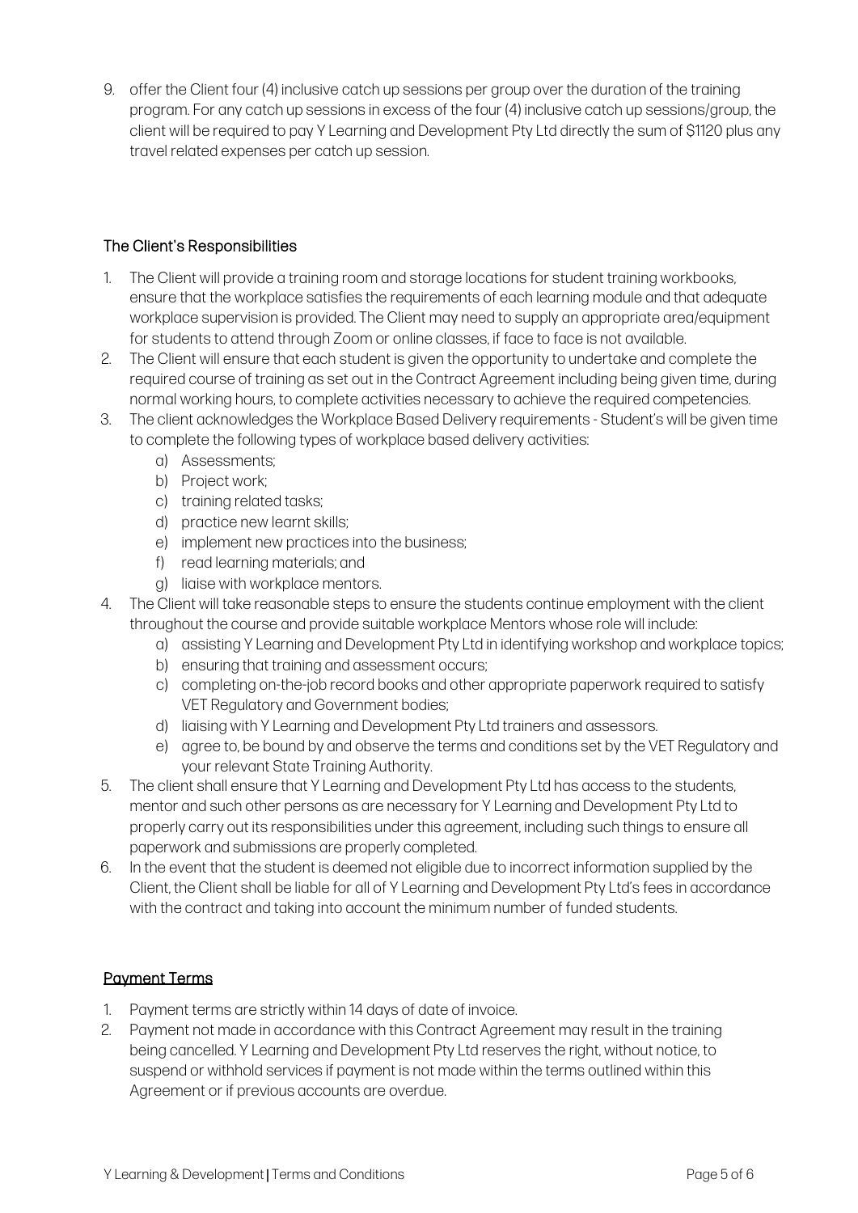9. offer the Client four (4) inclusive catch up sessions per group over the duration of the training program. For any catch up sessions in excess of the four (4) inclusive catch up sessions/group, the client will be required to pay Y Learning and Development Pty Ltd directly the sum of $1120 plus any travel related expenses per catch up session.

### The Client's Responsibilities

1. The Client will provide a training room and storage locations for student training workbooks, ensure that the workplace satisfies the requirements of each learning module and that adequate workplace supervision is provided. The Client may need to supply an appropriate area/equipment for students to attend through Zoom or online classes, if face to face is not available.
2. The Client will ensure that each student is given the opportunity to undertake and complete the required course of training as set out in the Contract Agreement including being given time, during normal working hours, to complete activities necessary to achieve the required competencies.
3. The client acknowledges the Workplace Based Delivery requirements - Student's will be given time to complete the following types of workplace based delivery activities:
   a) Assessments;
   b) Project work;
   c) training related tasks;
   d) practice new learnt skills;
   e) implement new practices into the business;
   f) read learning materials; and
   g) liaise with workplace mentors.
4. The Client will take reasonable steps to ensure the students continue employment with the client throughout the course and provide suitable workplace Mentors whose role will include:
   a) assisting Y Learning and Development Pty Ltd in identifying workshop and workplace topics;
   b) ensuring that training and assessment occurs;
   c) completing on-the-job record books and other appropriate paperwork required to satisfy VET Regulatory and Government bodies;
   d) liaising with Y Learning and Development Pty Ltd trainers and assessors.
   e) agree to, be bound by and observe the terms and conditions set by the VET Regulatory and your relevant State Training Authority.
5. The client shall ensure that Y Learning and Development Pty Ltd has access to the students, mentor and such other persons as are necessary for Y Learning and Development Pty Ltd to properly carry out its responsibilities under this agreement, including such things to ensure all paperwork and submissions are properly completed.
6. In the event that the student is deemed not eligible due to incorrect information supplied by the Client, the Client shall be liable for all of Y Learning and Development Pty Ltd's fees in accordance with the contract and taking into account the minimum number of funded students.

### Payment Terms

1. Payment terms are strictly within 14 days of date of invoice.
2. Payment not made in accordance with this Contract Agreement may result in the training being cancelled. Y Learning and Development Pty Ltd reserves the right, without notice, to suspend or withhold services if payment is not made within the terms outlined within this Agreement or if previous accounts are overdue.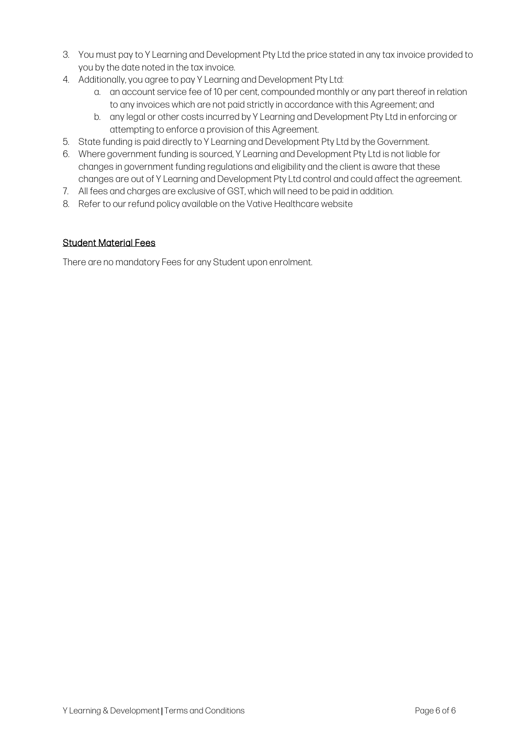3. You must pay to Y Learning and Development Pty Ltd the price stated in any tax invoice provided to you by the date noted in the tax invoice.
4. Additionally, you agree to pay Y Learning and Development Pty Ltd:
    a. an account service fee of 10 per cent, compounded monthly or any part thereof in relation to any invoices which are not paid strictly in accordance with this Agreement; and
    b. any legal or other costs incurred by Y Learning and Development Pty Ltd in enforcing or attempting to enforce a provision of this Agreement.
5. State funding is paid directly to Y Learning and Development Pty Ltd by the Government.
6. Where government funding is sourced, Y Learning and Development Pty Ltd is not liable for changes in government funding regulations and eligibility and the client is aware that these changes are out of Y Learning and Development Pty Ltd control and could affect the agreement.
7. All fees and charges are exclusive of GST, which will need to be paid in addition.
8. Refer to our refund policy available on the Vative Healthcare website

<u>Student Material Fees</u>

There are no mandatory Fees for any Student upon enrolment.